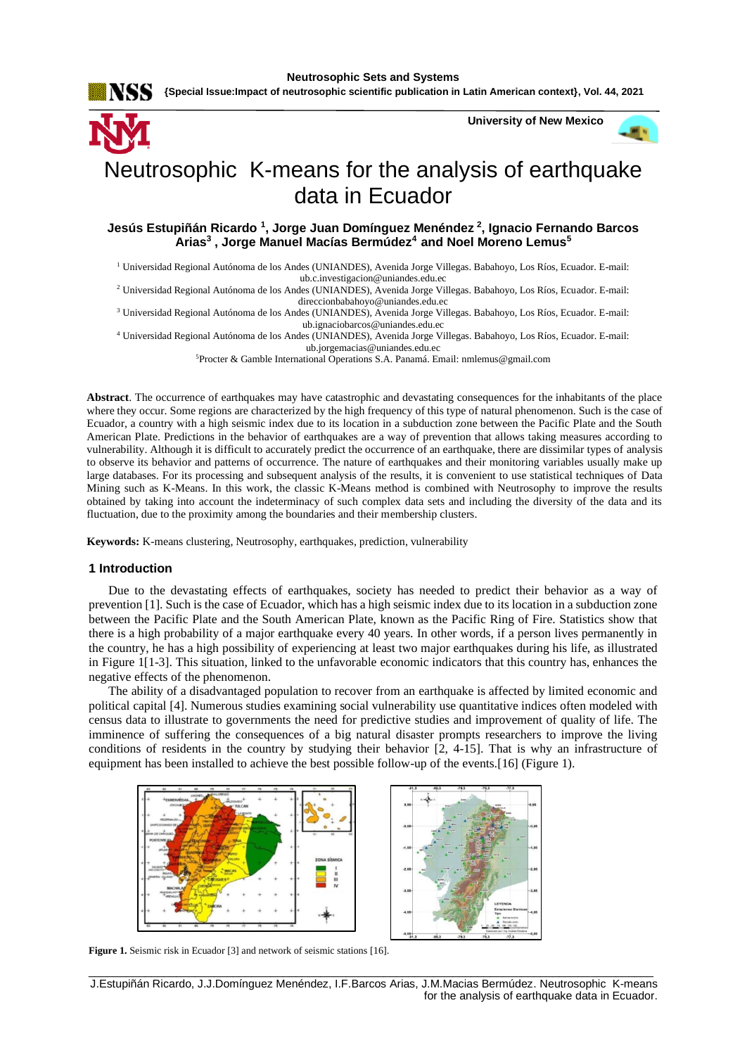# Neutrosophic K-means for the analysis of earthquake data in Ecuador

**Jesús Estupiñán Ricardo [1], Jorge Juan Domínguez Menéndez [2], Ignacio Fernando Barcos Arias[3] , Jorge Manuel Macías Bermúdez[4] and Noel Moreno Lemus[5]**

[1] Universidad Regional Autónoma de los Andes (UNIANDES), Avenida Jorge Villegas. Babahoyo, Los Ríos, Ecuador. E-mail: ub.c.investigacion@uniandes.edu.ec

[2] Universidad Regional Autónoma de los Andes (UNIANDES), Avenida Jorge Villegas. Babahoyo, Los Ríos, Ecuador. E-mail: direccionbabahoyo@uniandes.edu.ec

[3] Universidad Regional Autónoma de los Andes (UNIANDES), Avenida Jorge Villegas. Babahoyo, Los Ríos, Ecuador. E-mail: ub.ignaciobarcos@uniandes.edu.ec

[4] Universidad Regional Autónoma de los Andes (UNIANDES), Avenida Jorge Villegas. Babahoyo, Los Ríos, Ecuador. E-mail: ub.jorgemacias@uniandes.edu.ec

[5]Procter & Gamble International Operations S.A. Panamá. Email: nmlemus@gmail.com

**Abstract**. The occurrence of earthquakes may have catastrophic and devastating consequences for the inhabitants of the place where they occur. Some regions are characterized by the high frequency of this type of natural phenomenon. Such is the case of Ecuador, a country with a high seismic index due to its location in a subduction zone between the Pacific Plate and the South American Plate. Predictions in the behavior of earthquakes are a way of prevention that allows taking measures according to vulnerability. Although it is difficult to accurately predict the occurrence of an earthquake, there are dissimilar types of analysis to observe its behavior and patterns of occurrence. The nature of earthquakes and their monitoring variables usually make up large databases. For its processing and subsequent analysis of the results, it is convenient to use statistical techniques of Data Mining such as K-Means. In this work, the classic K-Means method is combined with Neutrosophy to improve the results obtained by taking into account the indeterminacy of such complex data sets and including the diversity of the data and its fluctuation, due to the proximity among the boundaries and their membership clusters.

**Keywords:** K-means clustering, Neutrosophy, earthquakes, prediction, vulnerability

## 1 Introduction

Due to the devastating effects of earthquakes, society has needed to predict their behavior as a way of prevention [1]. Such is the case of Ecuador, which has a high seismic index due to its location in a subduction zone between the Pacific Plate and the South American Plate, known as the Pacific Ring of Fire. Statistics show that there is a high probability of a major earthquake every 40 years. In other words, if a person lives permanently in the country, he has a high possibility of experiencing at least two major earthquakes during his life, as illustrated in Figure 1[1-3]. This situation, linked to the unfavorable economic indicators that this country has, enhances the negative effects of the phenomenon.

The ability of a disadvantaged population to recover from an earthquake is affected by limited economic and political capital [4]. Numerous studies examining social vulnerability use quantitative indices often modeled with census data to illustrate to governments the need for predictive studies and improvement of quality of life. The imminence of suffering the consequences of a big natural disaster prompts researchers to improve the living conditions of residents in the country by studying their behavior [2, 4-15]. That is why an infrastructure of equipment has been installed to achieve the best possible follow-up of the events.[16] (Figure 1).

**Figure 1.** Seismic risk in Ecuador [3] and network of seismic stations [16].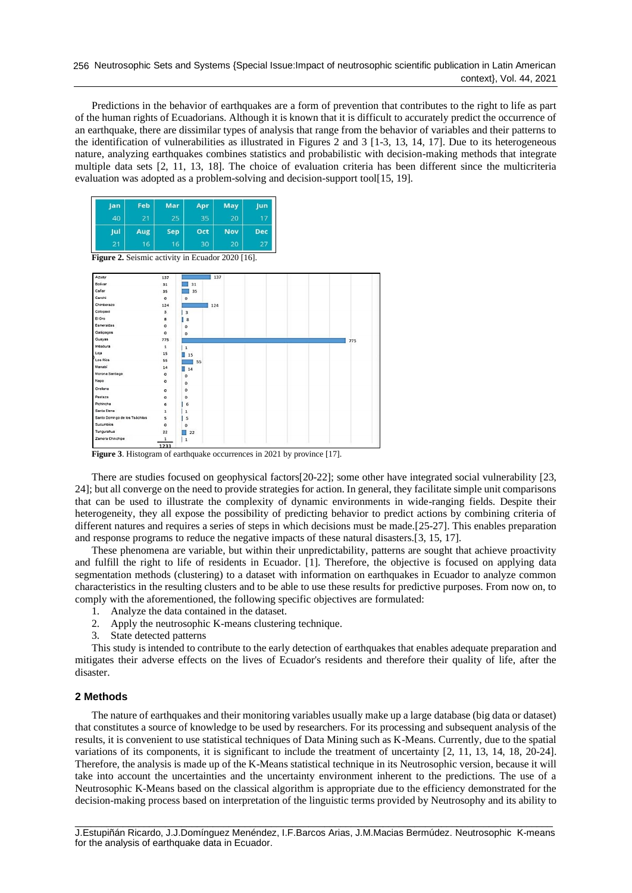Predictions in the behavior of earthquakes are a form of prevention that contributes to the right to life as part of the human rights of Ecuadorians. Although it is known that it is difficult to accurately predict the occurrence of an earthquake, there are dissimilar types of analysis that range from the behavior of variables and their patterns to the identification of vulnerabilities as illustrated in Figures 2 and 3 [1-3, 13, 14, 17]. Due to its heterogeneous nature, analyzing earthquakes combines statistics and probabilistic with decision-making methods that integrate multiple data sets [2, 11, 13, 18]. The choice of evaluation criteria has been different since the multicriteria evaluation was adopted as a problem-solving and decision-support tool[15, 19].

| Jan | Feb | Mar | Apr | May | Jun |
|---|---|---|---|---|---|
| 40 | 21 | 25 | 35 | 20 | 17 |
| **Jul** | **Aug** | **Sep** | **Oct** | **Nov** | **Dec** |
| 21 | 16 | 16 | 30 | 20 | 27 |

**Figure 2.** Seismic activity in Ecuador 2020 [16].

| Province | Count |
|---|---|
| Azuay | 137 |
| Bolívar | 31 |
| Cañar | 35 |
| Carchi | 0 |
| Chimborazo | 124 |
| Cotopaxi | 3 |
| El Oro | 8 |
| Esmeraldas | 0 |
| Galápagos | 0 |
| Guayas | 775 |
| Imbabura | 1 |
| Loja | 15 |
| Los Ríos | 55 |
| Manabí | 14 |
| Morona Santiago | 0 |
| Napo | 0 |
| Orellana | 0 |
| Pastaza | 0 |
| Pichincha | 6 |
| Santa Elena | 1 |
| Santo Domingo de los Tsáchilas | 5 |
| Sucumbíos | 0 |
| Tungurahua | 22 |
| Zamora Chinchipe | 1 |
| | 1233 |

**Figure 3**. Histogram of earthquake occurrences in 2021 by province [17].

There are studies focused on geophysical factors[20-22]; some other have integrated social vulnerability [23, 24]; but all converge on the need to provide strategies for action. In general, they facilitate simple unit comparisons that can be used to illustrate the complexity of dynamic environments in wide-ranging fields. Despite their heterogeneity, they all expose the possibility of predicting behavior to predict actions by combining criteria of different natures and requires a series of steps in which decisions must be made.[25-27]. This enables preparation and response programs to reduce the negative impacts of these natural disasters.[3, 15, 17].

These phenomena are variable, but within their unpredictability, patterns are sought that achieve proactivity and fulfill the right to life of residents in Ecuador. [1]. Therefore, the objective is focused on applying data segmentation methods (clustering) to a dataset with information on earthquakes in Ecuador to analyze common characteristics in the resulting clusters and to be able to use these results for predictive purposes. From now on, to comply with the aforementioned, the following specific objectives are formulated:

1. Analyze the data contained in the dataset.
2. Apply the neutrosophic K-means clustering technique.
3. State detected patterns

This study is intended to contribute to the early detection of earthquakes that enables adequate preparation and mitigates their adverse effects on the lives of Ecuador's residents and therefore their quality of life, after the disaster.

## 2 Methods

The nature of earthquakes and their monitoring variables usually make up a large database (big data or dataset) that constitutes a source of knowledge to be used by researchers. For its processing and subsequent analysis of the results, it is convenient to use statistical techniques of Data Mining such as K-Means. Currently, due to the spatial variations of its components, it is significant to include the treatment of uncertainty [2, 11, 13, 14, 18, 20-24]. Therefore, the analysis is made up of the K-Means statistical technique in its Neutrosophic version, because it will take into account the uncertainties and the uncertainty environment inherent to the predictions. The use of a Neutrosophic K-Means based on the classical algorithm is appropriate due to the efficiency demonstrated for the decision-making process based on interpretation of the linguistic terms provided by Neutrosophy and its ability to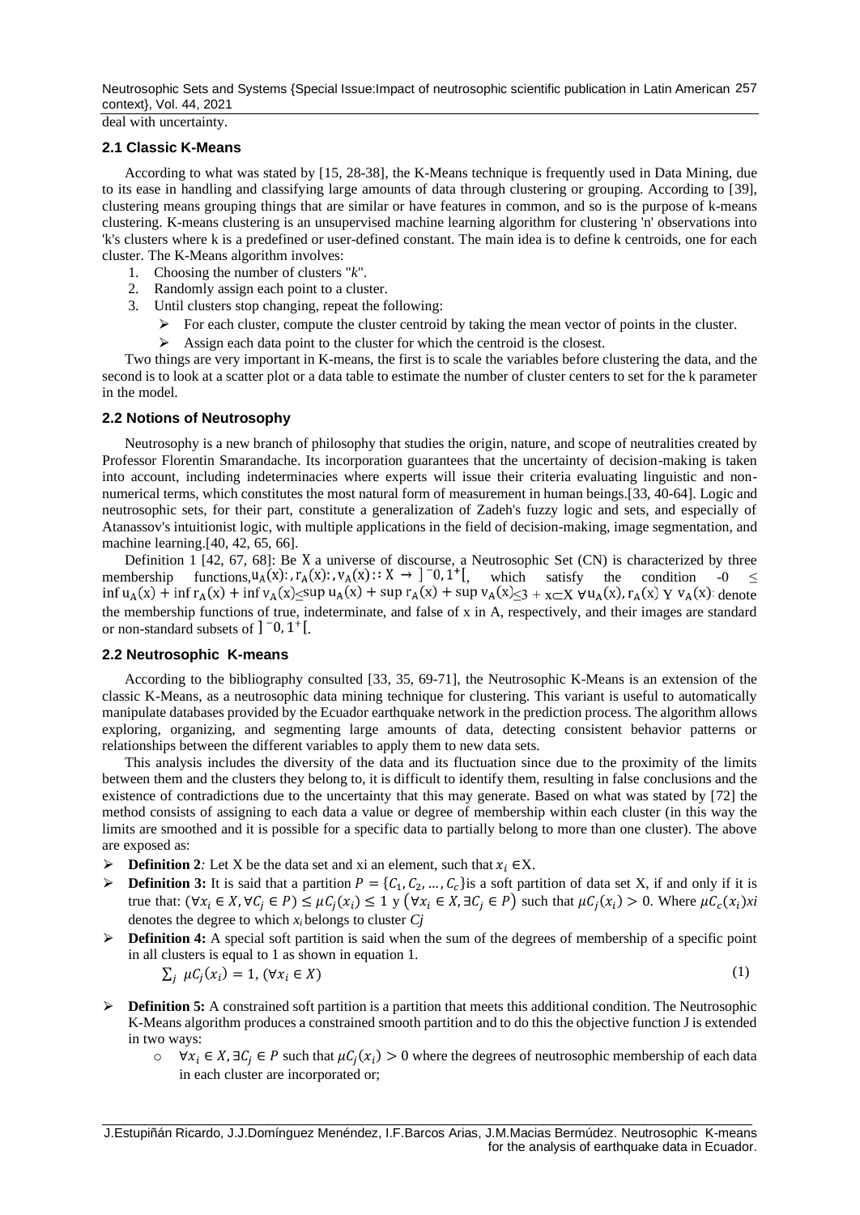deal with uncertainty.

### 2.1 Classic K-Means

According to what was stated by [15, 28-38], the K-Means technique is frequently used in Data Mining, due to its ease in handling and classifying large amounts of data through clustering or grouping. According to [39], clustering means grouping things that are similar or have features in common, and so is the purpose of k-means clustering. K-means clustering is an unsupervised machine learning algorithm for clustering 'n' observations into 'k's clusters where k is a predefined or user-defined constant. The main idea is to define k centroids, one for each cluster. The K-Means algorithm involves:

1. Choosing the number of clusters "*k*".
2. Randomly assign each point to a cluster.
3. Until clusters stop changing, repeat the following:
   - For each cluster, compute the cluster centroid by taking the mean vector of points in the cluster.
   - Assign each data point to the cluster for which the centroid is the closest.

Two things are very important in K-means, the first is to scale the variables before clustering the data, and the second is to look at a scatter plot or a data table to estimate the number of cluster centers to set for the k parameter in the model.

### 2.2 Notions of Neutrosophy

Neutrosophy is a new branch of philosophy that studies the origin, nature, and scope of neutralities created by Professor Florentin Smarandache. Its incorporation guarantees that the uncertainty of decision-making is taken into account, including indeterminacies where experts will issue their criteria evaluating linguistic and non-numerical terms, which constitutes the most natural form of measurement in human beings.[33, 40-64]. Logic and neutrosophic sets, for their part, constitute a generalization of Zadeh's fuzzy logic and sets, and especially of Atanassov's intuitionist logic, with multiple applications in the field of decision-making, image segmentation, and machine learning.[40, 42, 65, 66].

Definition 1 [42, 67, 68]: Be X a universe of discourse, a Neutrosophic Set (CN) is characterized by three membership functions, $u_A(x):, r_A(x):, v_A(x):: X \rightarrow ]^-0, 1^+[$, which satisfy the condition $-0 \leq \inf u_A(x) + \inf r_A(x) + \inf v_A(x) \leq \sup u_A(x) + \sup r_A(x) + \sup v_A(x) \leq 3^+$ $x \subset X$ $\forall u_A(x), r_A(x)$ Y $v_A(x)$: denote the membership functions of true, indeterminate, and false of x in A, respectively, and their images are standard or non-standard subsets of $]^-0, 1^+[$.

### 2.2 Neutrosophic K-means

According to the bibliography consulted [33, 35, 69-71], the Neutrosophic K-Means is an extension of the classic K-Means, as a neutrosophic data mining technique for clustering. This variant is useful to automatically manipulate databases provided by the Ecuador earthquake network in the prediction process. The algorithm allows exploring, organizing, and segmenting large amounts of data, detecting consistent behavior patterns or relationships between the different variables to apply them to new data sets.

This analysis includes the diversity of the data and its fluctuation since due to the proximity of the limits between them and the clusters they belong to, it is difficult to identify them, resulting in false conclusions and the existence of contradictions due to the uncertainty that this may generate. Based on what was stated by [72] the method consists of assigning to each data a value or degree of membership within each cluster (in this way the limits are smoothed and it is possible for a specific data to partially belong to more than one cluster). The above are exposed as:

- **Definition 2**: Let X be the data set and xi an element, such that $x_i \in X$.
- **Definition 3:** It is said that a partition $P = \{C_1, C_2, \ldots, C_c\}$ is a soft partition of data set X, if and only if it is true that: $(\forall x_i \in X, \forall C_j \in P) \leq \mu C_j(x_i) \leq 1$ y $(\forall x_i \in X, \exists C_j \in P)$ such that $\mu C_j(x_i) > 0$. Where $\mu C_c(x_i) xi$ denotes the degree to which $x_i$ belongs to cluster $Cj$
- **Definition 4:** A special soft partition is said when the sum of the degrees of membership of a specific point in all clusters is equal to 1 as shown in equation 1.

$$\sum_j \mu C_j(x_i) = 1, (\forall x_i \in X) \tag{1}$$

- **Definition 5:** A constrained soft partition is a partition that meets this additional condition. The Neutrosophic K-Means algorithm produces a constrained smooth partition and to do this the objective function J is extended in two ways:
  - $\forall x_i \in X, \exists C_j \in P$ such that $\mu C_j(x_i) > 0$ where the degrees of neutrosophic membership of each data in each cluster are incorporated or;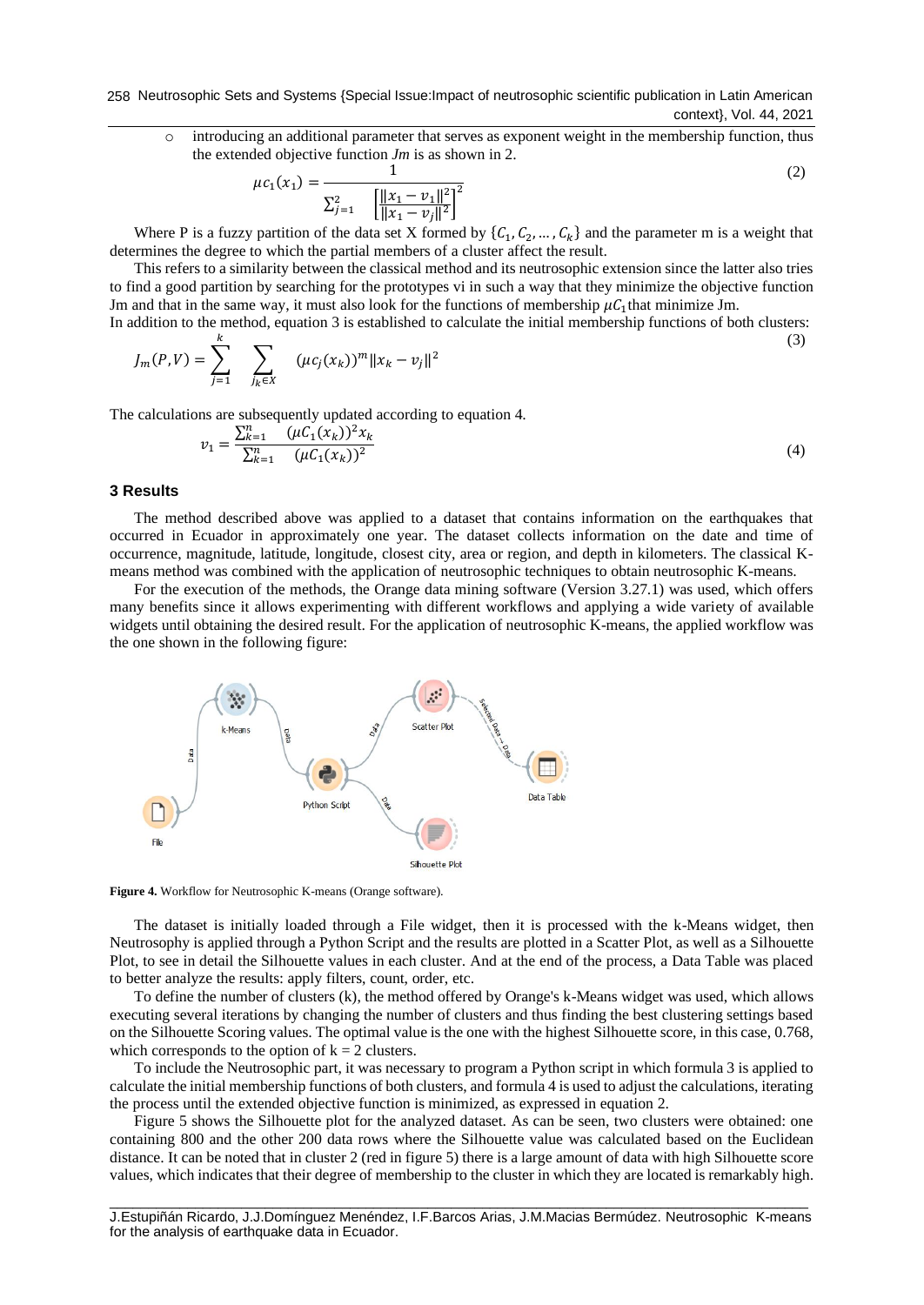- introducing an additional parameter that serves as exponent weight in the membership function, thus the extended objective function *Jm* is as shown in 2.

$$\mu c_1(x_1) = \frac{1}{\sum_{j=1}^{2} \left[\frac{\|x_1 - v_1\|^2}{\|x_1 - v_j\|^2}\right]^2} \tag{2}$$

Where P is a fuzzy partition of the data set X formed by $\{C_1, C_2, \ldots, C_k\}$ and the parameter m is a weight that determines the degree to which the partial members of a cluster affect the result.

This refers to a similarity between the classical method and its neutrosophic extension since the latter also tries to find a good partition by searching for the prototypes vi in such a way that they minimize the objective function Jm and that in the same way, it must also look for the functions of membership $\mu C_1$ that minimize Jm.

In addition to the method, equation 3 is established to calculate the initial membership functions of both clusters:

$$J_m(P,V) = \sum_{j=1}^{k} \sum_{j_k \in X} (\mu c_j(x_k))^m \|x_k - v_j\|^2 \tag{3}$$

The calculations are subsequently updated according to equation 4.

$$v_1 = \frac{\sum_{k=1}^{n} (\mu C_1(x_k))^2 x_k}{\sum_{k=1}^{n} (\mu C_1(x_k))^2} \tag{4}$$

## 3 Results

The method described above was applied to a dataset that contains information on the earthquakes that occurred in Ecuador in approximately one year. The dataset collects information on the date and time of occurrence, magnitude, latitude, longitude, closest city, area or region, and depth in kilometers. The classical K-means method was combined with the application of neutrosophic techniques to obtain neutrosophic K-means.

For the execution of the methods, the Orange data mining software (Version 3.27.1) was used, which offers many benefits since it allows experimenting with different workflows and applying a wide variety of available widgets until obtaining the desired result. For the application of neutrosophic K-means, the applied workflow was the one shown in the following figure:

**Figure 4.** Workflow for Neutrosophic K-means (Orange software).

The dataset is initially loaded through a File widget, then it is processed with the k-Means widget, then Neutrosophy is applied through a Python Script and the results are plotted in a Scatter Plot, as well as a Silhouette Plot, to see in detail the Silhouette values in each cluster. And at the end of the process, a Data Table was placed to better analyze the results: apply filters, count, order, etc.

To define the number of clusters (k), the method offered by Orange's k-Means widget was used, which allows executing several iterations by changing the number of clusters and thus finding the best clustering settings based on the Silhouette Scoring values. The optimal value is the one with the highest Silhouette score, in this case, 0.768, which corresponds to the option of $k = 2$ clusters.

To include the Neutrosophic part, it was necessary to program a Python script in which formula 3 is applied to calculate the initial membership functions of both clusters, and formula 4 is used to adjust the calculations, iterating the process until the extended objective function is minimized, as expressed in equation 2.

Figure 5 shows the Silhouette plot for the analyzed dataset. As can be seen, two clusters were obtained: one containing 800 and the other 200 data rows where the Silhouette value was calculated based on the Euclidean distance. It can be noted that in cluster 2 (red in figure 5) there is a large amount of data with high Silhouette score values, which indicates that their degree of membership to the cluster in which they are located is remarkably high.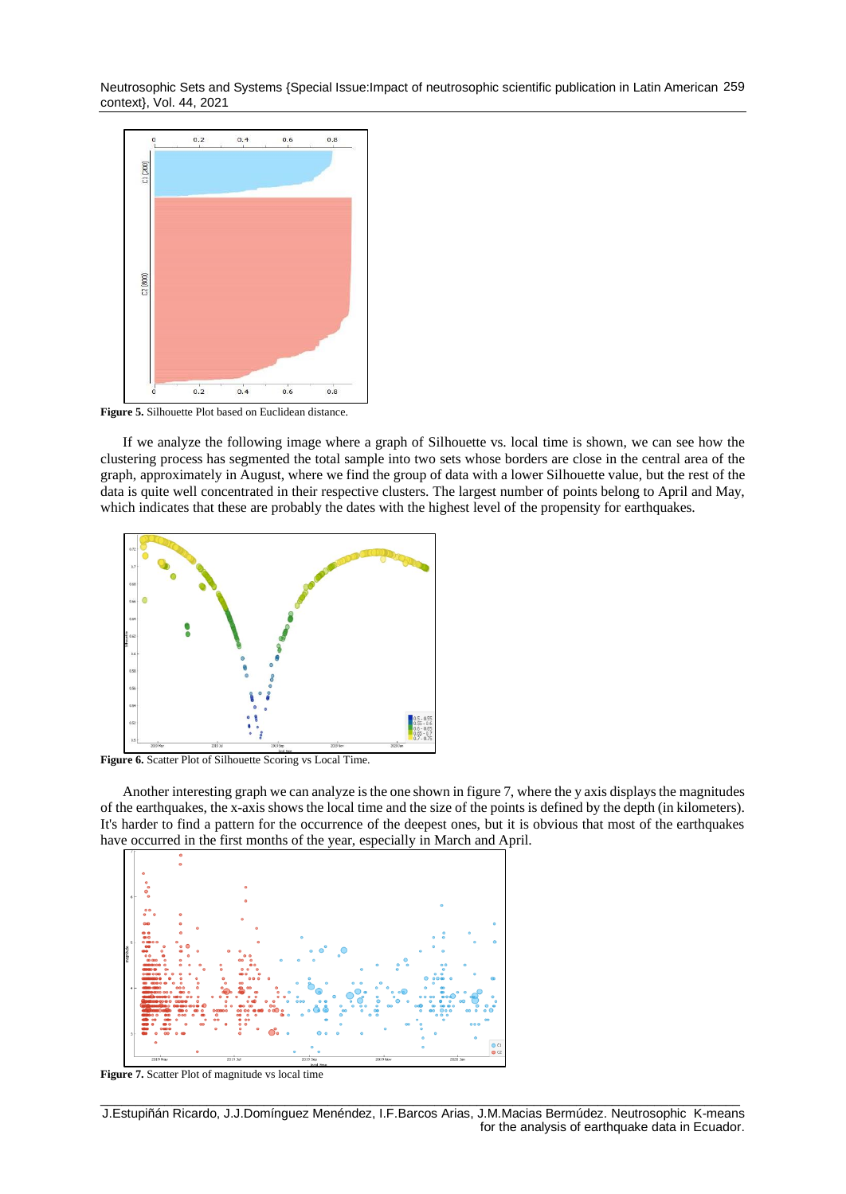**Figure 5.** Silhouette Plot based on Euclidean distance.

If we analyze the following image where a graph of Silhouette vs. local time is shown, we can see how the clustering process has segmented the total sample into two sets whose borders are close in the central area of the graph, approximately in August, where we find the group of data with a lower Silhouette value, but the rest of the data is quite well concentrated in their respective clusters. The largest number of points belong to April and May, which indicates that these are probably the dates with the highest level of the propensity for earthquakes.

**Figure 6.** Scatter Plot of Silhouette Scoring vs Local Time.

Another interesting graph we can analyze is the one shown in figure 7, where the y axis displays the magnitudes of the earthquakes, the x-axis shows the local time and the size of the points is defined by the depth (in kilometers). It's harder to find a pattern for the occurrence of the deepest ones, but it is obvious that most of the earthquakes have occurred in the first months of the year, especially in March and April.

**Figure 7.** Scatter Plot of magnitude vs local time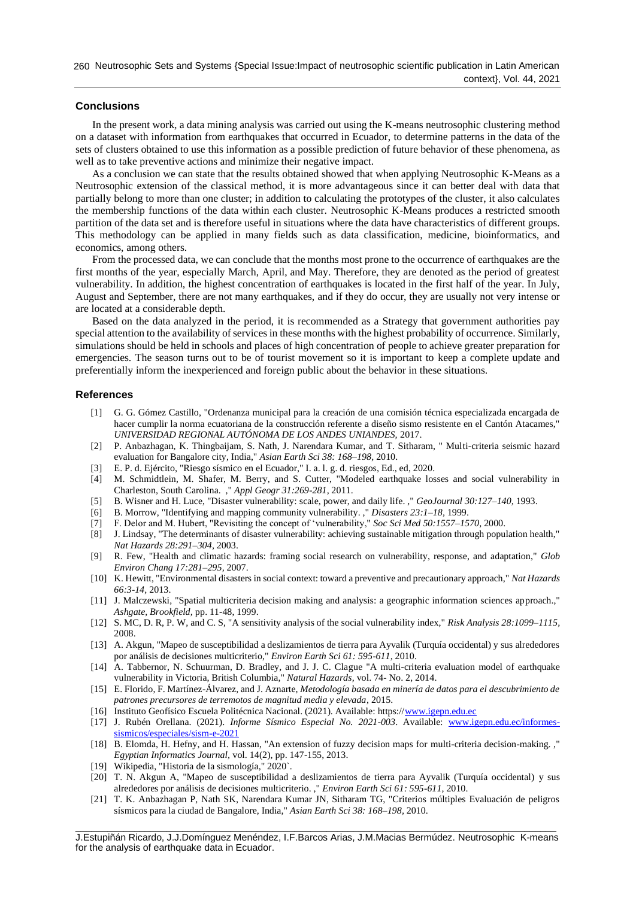## Conclusions

In the present work, a data mining analysis was carried out using the K-means neutrosophic clustering method on a dataset with information from earthquakes that occurred in Ecuador, to determine patterns in the data of the sets of clusters obtained to use this information as a possible prediction of future behavior of these phenomena, as well as to take preventive actions and minimize their negative impact.

As a conclusion we can state that the results obtained showed that when applying Neutrosophic K-Means as a Neutrosophic extension of the classical method, it is more advantageous since it can better deal with data that partially belong to more than one cluster; in addition to calculating the prototypes of the cluster, it also calculates the membership functions of the data within each cluster. Neutrosophic K-Means produces a restricted smooth partition of the data set and is therefore useful in situations where the data have characteristics of different groups. This methodology can be applied in many fields such as data classification, medicine, bioinformatics, and economics, among others.

From the processed data, we can conclude that the months most prone to the occurrence of earthquakes are the first months of the year, especially March, April, and May. Therefore, they are denoted as the period of greatest vulnerability. In addition, the highest concentration of earthquakes is located in the first half of the year. In July, August and September, there are not many earthquakes, and if they do occur, they are usually not very intense or are located at a considerable depth.

Based on the data analyzed in the period, it is recommended as a Strategy that government authorities pay special attention to the availability of services in these months with the highest probability of occurrence. Similarly, simulations should be held in schools and places of high concentration of people to achieve greater preparation for emergencies. The season turns out to be of tourist movement so it is important to keep a complete update and preferentially inform the inexperienced and foreign public about the behavior in these situations.

## References

[1] G. G. Gómez Castillo, "Ordenanza municipal para la creación de una comisión técnica especializada encargada de hacer cumplir la norma ecuatoriana de la construcción referente a diseño sismo resistente en el Cantón Atacames," *UNIVERSIDAD REGIONAL AUTÓNOMA DE LOS ANDES UNIANDES,* 2017.

[2] P. Anbazhagan, K. Thingbaijam, S. Nath, J. Narendara Kumar, and T. Sitharam, " Multi-criteria seismic hazard evaluation for Bangalore city, India," *Asian Earth Sci 38: 168–198,* 2010.

[3] E. P. d. Ejército, "Riesgo sísmico en el Ecuador," I. a. l. g. d. riesgos, Ed., ed, 2020.

[4] M. Schmidtlein, M. Shafer, M. Berry, and S. Cutter, "Modeled earthquake losses and social vulnerability in Charleston, South Carolina. ," *Appl Geogr 31:269-281,* 2011.

[5] B. Wisner and H. Luce, "Disaster vulnerability: scale, power, and daily life. ," *GeoJournal 30:127–140,* 1993.

[6] B. Morrow, "Identifying and mapping community vulnerability. ," *Disasters 23:1–18,* 1999.

[7] F. Delor and M. Hubert, "Revisiting the concept of 'vulnerability," *Soc Sci Med 50:1557–1570,* 2000.

[8] J. Lindsay, "The determinants of disaster vulnerability: achieving sustainable mitigation through population health," *Nat Hazards 28:291–304,* 2003.

[9] R. Few, "Health and climatic hazards: framing social research on vulnerability, response, and adaptation," *Glob Environ Chang 17:281–295,* 2007.

[10] K. Hewitt, "Environmental disasters in social context: toward a preventive and precautionary approach," *Nat Hazards 66:3-14,* 2013.

[11] J. Malczewski, "Spatial multicriteria decision making and analysis: a geographic information sciences approach.," *Ashgate, Brookfield,* pp. 11-48, 1999.

[12] S. MC, D. R, P. W, and C. S, "A sensitivity analysis of the social vulnerability index," *Risk Analysis 28:1099–1115,* 2008.

[13] A. Akgun, "Mapeo de susceptibilidad a deslizamientos de tierra para Ayvalik (Turquía occidental) y sus alrededores por análisis de decisiones multicriterio," *Environ Earth Sci 61: 595-611,* 2010.

[14] A. Tabbernor, N. Schuurman, D. Bradley, and J. J. C. Clague "A multi-criteria evaluation model of earthquake vulnerability in Victoria, British Columbia," *Natural Hazards*, vol. 74- No. 2, 2014.

[15] E. Florido, F. Martínez-Álvarez, and J. Aznarte, *Metodología basada en minería de datos para el descubrimiento de patrones precursores de terremotos de magnitud media y elevada*, 2015.

[16] Instituto Geofísico Escuela Politécnica Nacional. (2021). Available: https://www.igepn.edu.ec

[17] J. Rubén Orellana. (2021). *Informe Sísmico Especial No. 2021-003*. Available: www.igepn.edu.ec/informes-sismicos/especiales/sism-e-2021

[18] B. Elomda, H. Hefny, and H. Hassan, "An extension of fuzzy decision maps for multi-criteria decision-making. ," *Egyptian Informatics Journal*, vol. 14(2), pp. 147-155, 2013.

[19] Wikipedia, "Historia de la sismología," 2020`.

[20] T. N. Akgun A, "Mapeo de susceptibilidad a deslizamientos de tierra para Ayvalik (Turquía occidental) y sus alrededores por análisis de decisiones multicriterio. ," *Environ Earth Sci 61: 595-611,* 2010.

[21] T. K. Anbazhagan P, Nath SK, Narendara Kumar JN, Sitharam TG, "Criterios múltiples Evaluación de peligros sísmicos para la ciudad de Bangalore, India," *Asian Earth Sci 38: 168–198,* 2010.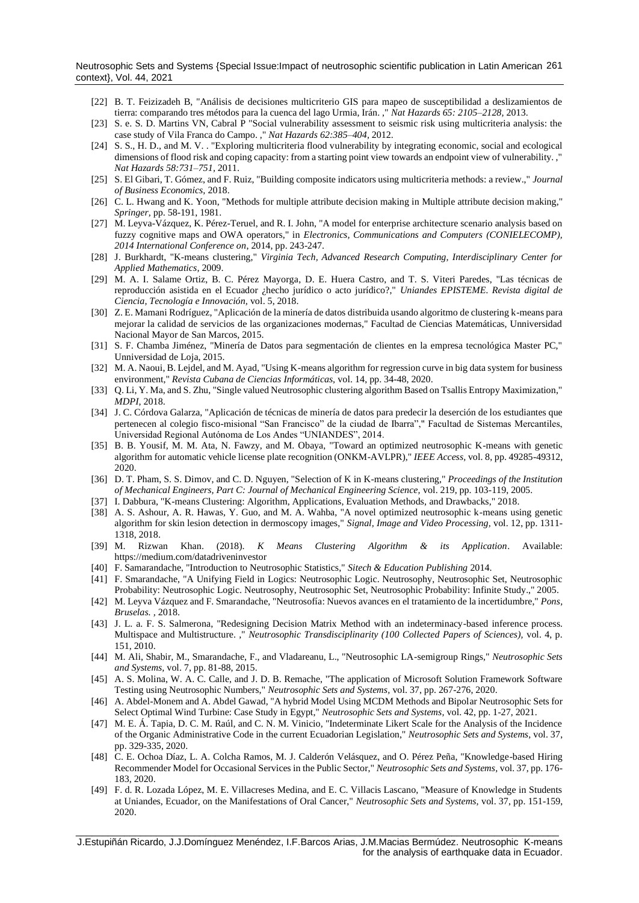[22] B. T. Feizizadeh B, "Análisis de decisiones multicriterio GIS para mapeo de susceptibilidad a deslizamientos de tierra: comparando tres métodos para la cuenca del lago Urmia, Irán. ," *Nat Hazards 65: 2105–2128*, 2013.

[23] S. e. S. D. Martins VN, Cabral P "Social vulnerability assessment to seismic risk using multicriteria analysis: the case study of Vila Franca do Campo. ," *Nat Hazards 62:385–404*, 2012.

[24] S. S., H. D., and M. V. . "Exploring multicriteria flood vulnerability by integrating economic, social and ecological dimensions of flood risk and coping capacity: from a starting point view towards an endpoint view of vulnerability. ," *Nat Hazards 58:731–751*, 2011.

[25] S. El Gibari, T. Gómez, and F. Ruiz, "Building composite indicators using multicriteria methods: a review.," *Journal of Business Economics*, 2018.

[26] C. L. Hwang and K. Yoon, "Methods for multiple attribute decision making in Multiple attribute decision making," *Springer*, pp. 58-191, 1981.

[27] M. Leyva-Vázquez, K. Pérez-Teruel, and R. I. John, "A model for enterprise architecture scenario analysis based on fuzzy cognitive maps and OWA operators," in *Electronics, Communications and Computers (CONIELECOMP), 2014 International Conference on*, 2014, pp. 243-247.

[28] J. Burkhardt, "K-means clustering," *Virginia Tech, Advanced Research Computing, Interdisciplinary Center for Applied Mathematics*, 2009.

[29] M. A. I. Salame Ortiz, B. C. Pérez Mayorga, D. E. Huera Castro, and T. S. Viteri Paredes, "Las técnicas de reproducción asistida en el Ecuador ¿hecho jurídico o acto jurídico?," *Uniandes EPISTEME. Revista digital de Ciencia, Tecnología e Innovación*, vol. 5, 2018.

[30] Z. E. Mamani Rodríguez, "Aplicación de la minería de datos distribuida usando algoritmo de clustering k-means para mejorar la calidad de servicios de las organizaciones modernas," Facultad de Ciencias Matemáticas, Unniversidad Nacional Mayor de San Marcos, 2015.

[31] S. F. Chamba Jiménez, "Minería de Datos para segmentación de clientes en la empresa tecnológica Master PC," Unniversidad de Loja, 2015.

[32] M. A. Naoui, B. Lejdel, and M. Ayad, "Using K-means algorithm for regression curve in big data system for business environment," *Revista Cubana de Ciencias Informáticas*, vol. 14, pp. 34-48, 2020.

[33] Q. Li, Y. Ma, and S. Zhu, "Single valued Neutrosophic clustering algorithm Based on Tsallis Entropy Maximization," *MDPI*, 2018.

[34] J. C. Córdova Galarza, "Aplicación de técnicas de minería de datos para predecir la deserción de los estudiantes que pertenecen al colegio fisco-misional "San Francisco" de la ciudad de Ibarra"," Facultad de Sistemas Mercantiles, Universidad Regional Autónoma de Los Andes "UNIANDES", 2014.

[35] B. B. Yousif, M. M. Ata, N. Fawzy, and M. Obaya, "Toward an optimized neutrosophic K-means with genetic algorithm for automatic vehicle license plate recognition (ONKM-AVLPR)," *IEEE Access*, vol. 8, pp. 49285-49312, 2020.

[36] D. T. Pham, S. S. Dimov, and C. D. Nguyen, "Selection of K in K-means clustering," *Proceedings of the Institution of Mechanical Engineers, Part C: Journal of Mechanical Engineering Science*, vol. 219, pp. 103-119, 2005.

[37] I. Dabbura, "K-means Clustering: Algorithm, Applications, Evaluation Methods, and Drawbacks," 2018.

[38] A. S. Ashour, A. R. Hawas, Y. Guo, and M. A. Wahba, "A novel optimized neutrosophic k-means using genetic algorithm for skin lesion detection in dermoscopy images," *Signal, Image and Video Processing*, vol. 12, pp. 1311-1318, 2018.

[39] M. Rizwan Khan. (2018). *K Means Clustering Algorithm & its Application*. Available: https://medium.com/datadriveninvestor

[40] F. Samarandache, "Introduction to Neutrosophic Statistics," *Sitech & Education Publishing* 2014.

[41] F. Smarandache, "A Unifying Field in Logics: Neutrosophic Logic. Neutrosophy, Neutrosophic Set, Neutrosophic Probability: Neutrosophic Logic. Neutrosophy, Neutrosophic Set, Neutrosophic Probability: Infinite Study.," 2005.

[42] M. Leyva Vázquez and F. Smarandache, "Neutrosofía: Nuevos avances en el tratamiento de la incertidumbre," *Pons, Bruselas.* , 2018.

[43] J. L. a. F. S. Salmerona, "Redesigning Decision Matrix Method with an indeterminacy-based inference process. Multispace and Multistructure. ," *Neutrosophic Transdisciplinarity (100 Collected Papers of Sciences)*, vol. 4, p. 151, 2010.

[44] M. Ali, Shabir, M., Smarandache, F., and Vladareanu, L., "Neutrosophic LA-semigroup Rings," *Neutrosophic Sets and Systems*, vol. 7, pp. 81-88, 2015.

[45] A. S. Molina, W. A. C. Calle, and J. D. B. Remache, "The application of Microsoft Solution Framework Software Testing using Neutrosophic Numbers," *Neutrosophic Sets and Systems*, vol. 37, pp. 267-276, 2020.

[46] A. Abdel-Monem and A. Abdel Gawad, "A hybrid Model Using MCDM Methods and Bipolar Neutrosophic Sets for Select Optimal Wind Turbine: Case Study in Egypt," *Neutrosophic Sets and Systems*, vol. 42, pp. 1-27, 2021.

[47] M. E. Á. Tapia, D. C. M. Raúl, and C. N. M. Vinicio, "Indeterminate Likert Scale for the Analysis of the Incidence of the Organic Administrative Code in the current Ecuadorian Legislation," *Neutrosophic Sets and Systems*, vol. 37, pp. 329-335, 2020.

[48] C. E. Ochoa Díaz, L. A. Colcha Ramos, M. J. Calderón Velásquez, and O. Pérez Peña, "Knowledge-based Hiring Recommender Model for Occasional Services in the Public Sector," *Neutrosophic Sets and Systems*, vol. 37, pp. 176-183, 2020.

[49] F. d. R. Lozada López, M. E. Villacreses Medina, and E. C. Villacis Lascano, "Measure of Knowledge in Students at Uniandes, Ecuador, on the Manifestations of Oral Cancer," *Neutrosophic Sets and Systems*, vol. 37, pp. 151-159, 2020.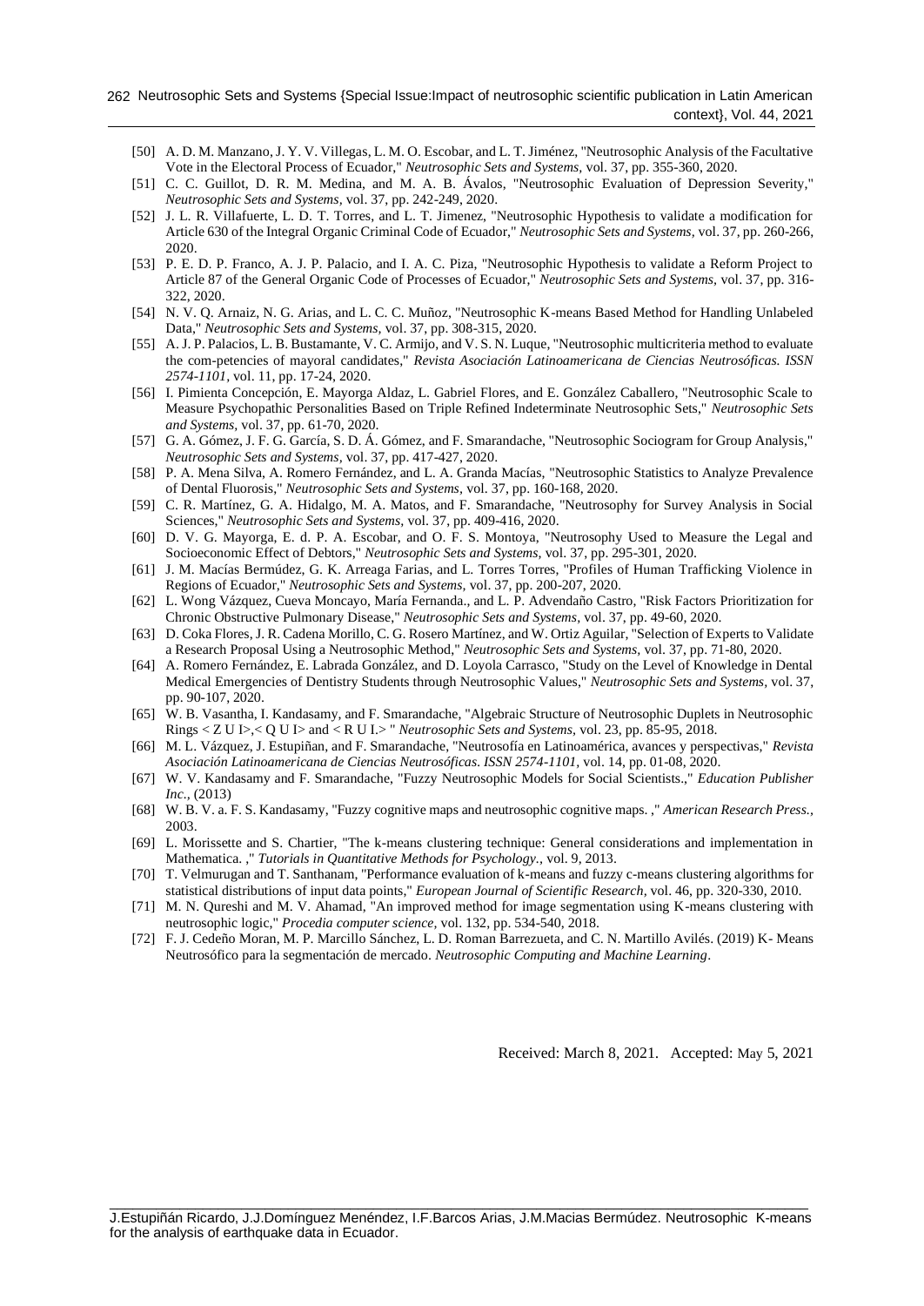[50] A. D. M. Manzano, J. Y. V. Villegas, L. M. O. Escobar, and L. T. Jiménez, "Neutrosophic Analysis of the Facultative Vote in the Electoral Process of Ecuador," *Neutrosophic Sets and Systems,* vol. 37, pp. 355-360, 2020.

[51] C. C. Guillot, D. R. M. Medina, and M. A. B. Ávalos, "Neutrosophic Evaluation of Depression Severity," *Neutrosophic Sets and Systems,* vol. 37, pp. 242-249, 2020.

[52] J. L. R. Villafuerte, L. D. T. Torres, and L. T. Jimenez, "Neutrosophic Hypothesis to validate a modification for Article 630 of the Integral Organic Criminal Code of Ecuador," *Neutrosophic Sets and Systems,* vol. 37, pp. 260-266, 2020.

[53] P. E. D. P. Franco, A. J. P. Palacio, and I. A. C. Piza, "Neutrosophic Hypothesis to validate a Reform Project to Article 87 of the General Organic Code of Processes of Ecuador," *Neutrosophic Sets and Systems*, vol. 37, pp. 316-322, 2020.

[54] N. V. Q. Arnaiz, N. G. Arias, and L. C. C. Muñoz, "Neutrosophic K-means Based Method for Handling Unlabeled Data," *Neutrosophic Sets and Systems,* vol. 37, pp. 308-315, 2020.

[55] A. J. P. Palacios, L. B. Bustamante, V. C. Armijo, and V. S. N. Luque, "Neutrosophic multicriteria method to evaluate the com-petencies of mayoral candidates," *Revista Asociación Latinoamericana de Ciencias Neutrosóficas. ISSN 2574-1101,* vol. 11, pp. 17-24, 2020.

[56] I. Pimienta Concepción, E. Mayorga Aldaz, L. Gabriel Flores, and E. González Caballero, "Neutrosophic Scale to Measure Psychopathic Personalities Based on Triple Refined Indeterminate Neutrosophic Sets," *Neutrosophic Sets and Systems,* vol. 37, pp. 61-70, 2020.

[57] G. A. Gómez, J. F. G. García, S. D. Á. Gómez, and F. Smarandache, "Neutrosophic Sociogram for Group Analysis," *Neutrosophic Sets and Systems,* vol. 37, pp. 417-427, 2020.

[58] P. A. Mena Silva, A. Romero Fernández, and L. A. Granda Macías, "Neutrosophic Statistics to Analyze Prevalence of Dental Fluorosis," *Neutrosophic Sets and Systems,* vol. 37, pp. 160-168, 2020.

[59] C. R. Martínez, G. A. Hidalgo, M. A. Matos, and F. Smarandache, "Neutrosophy for Survey Analysis in Social Sciences," *Neutrosophic Sets and Systems,* vol. 37, pp. 409-416, 2020.

[60] D. V. G. Mayorga, E. d. P. A. Escobar, and O. F. S. Montoya, "Neutrosophy Used to Measure the Legal and Socioeconomic Effect of Debtors," *Neutrosophic Sets and Systems,* vol. 37, pp. 295-301, 2020.

[61] J. M. Macías Bermúdez, G. K. Arreaga Farias, and L. Torres Torres, "Profiles of Human Trafficking Violence in Regions of Ecuador," *Neutrosophic Sets and Systems,* vol. 37, pp. 200-207, 2020.

[62] L. Wong Vázquez, Cueva Moncayo, María Fernanda., and L. P. Advendaño Castro, "Risk Factors Prioritization for Chronic Obstructive Pulmonary Disease," *Neutrosophic Sets and Systems,* vol. 37, pp. 49-60, 2020.

[63] D. Coka Flores, J. R. Cadena Morillo, C. G. Rosero Martínez, and W. Ortiz Aguilar, "Selection of Experts to Validate a Research Proposal Using a Neutrosophic Method," *Neutrosophic Sets and Systems,* vol. 37, pp. 71-80, 2020.

[64] A. Romero Fernández, E. Labrada González, and D. Loyola Carrasco, "Study on the Level of Knowledge in Dental Medical Emergencies of Dentistry Students through Neutrosophic Values," *Neutrosophic Sets and Systems,* vol. 37, pp. 90-107, 2020.

[65] W. B. Vasantha, I. Kandasamy, and F. Smarandache, "Algebraic Structure of Neutrosophic Duplets in Neutrosophic Rings < Z U I>,< Q U I> and < R U I.> " *Neutrosophic Sets and Systems,* vol. 23, pp. 85-95, 2018.

[66] M. L. Vázquez, J. Estupiñan, and F. Smarandache, "Neutrosofía en Latinoamérica, avances y perspectivas," *Revista Asociación Latinoamericana de Ciencias Neutrosóficas. ISSN 2574-1101,* vol. 14, pp. 01-08, 2020.

[67] W. V. Kandasamy and F. Smarandache, "Fuzzy Neutrosophic Models for Social Scientists.," *Education Publisher Inc.,* (2013)

[68] W. B. V. a. F. S. Kandasamy, "Fuzzy cognitive maps and neutrosophic cognitive maps. ," *American Research Press.,* 2003.

[69] L. Morissette and S. Chartier, "The k-means clustering technique: General considerations and implementation in Mathematica. ," *Tutorials in Quantitative Methods for Psychology.,* vol. 9, 2013.

[70] T. Velmurugan and T. Santhanam, "Performance evaluation of k-means and fuzzy c-means clustering algorithms for statistical distributions of input data points," *European Journal of Scientific Research,* vol. 46, pp. 320-330, 2010.

[71] M. N. Qureshi and M. V. Ahamad, "An improved method for image segmentation using K-means clustering with neutrosophic logic," *Procedia computer science,* vol. 132, pp. 534-540, 2018.

[72] F. J. Cedeño Moran, M. P. Marcillo Sánchez, L. D. Roman Barrezueta, and C. N. Martillo Avilés. (2019) K- Means Neutrosófico para la segmentación de mercado. *Neutrosophic Computing and Machine Learning*.

Received: March 8, 2021. Accepted: May 5, 2021